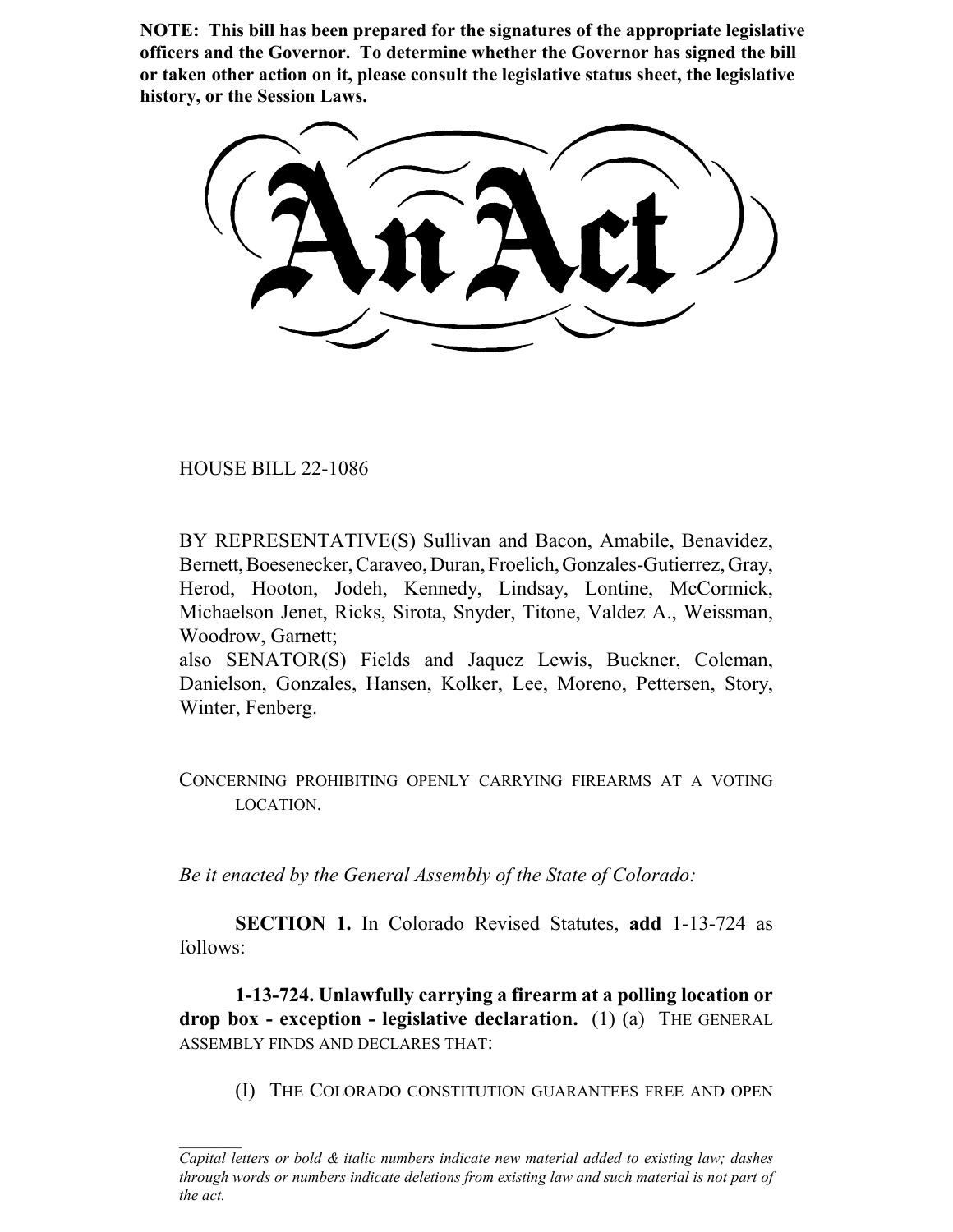**NOTE: This bill has been prepared for the signatures of the appropriate legislative officers and the Governor. To determine whether the Governor has signed the bill or taken other action on it, please consult the legislative status sheet, the legislative history, or the Session Laws.**

# An Act

HOUSE BILL 22-1086

BY REPRESENTATIVE(S) Sullivan and Bacon, Amabile, Benavidez, Bernett, Boesenecker, Caraveo, Duran, Froelich, Gonzales-Gutierrez, Gray, Herod, Hooton, Jodeh, Kennedy, Lindsay, Lontine, McCormick, Michaelson Jenet, Ricks, Sirota, Snyder, Titone, Valdez A., Weissman, Woodrow, Garnett;
also SENATOR(S) Fields and Jaquez Lewis, Buckner, Coleman, Danielson, Gonzales, Hansen, Kolker, Lee, Moreno, Pettersen, Story, Winter, Fenberg.

CONCERNING PROHIBITING OPENLY CARRYING FIREARMS AT A VOTING LOCATION.

*Be it enacted by the General Assembly of the State of Colorado:*

**SECTION 1.** In Colorado Revised Statutes, **add** 1-13-724 as follows:

**1-13-724. Unlawfully carrying a firearm at a polling location or drop box - exception - legislative declaration.** (1) (a) THE GENERAL ASSEMBLY FINDS AND DECLARES THAT:

(I) THE COLORADO CONSTITUTION GUARANTEES FREE AND OPEN

*Capital letters or bold & italic numbers indicate new material added to existing law; dashes through words or numbers indicate deletions from existing law and such material is not part of the act.*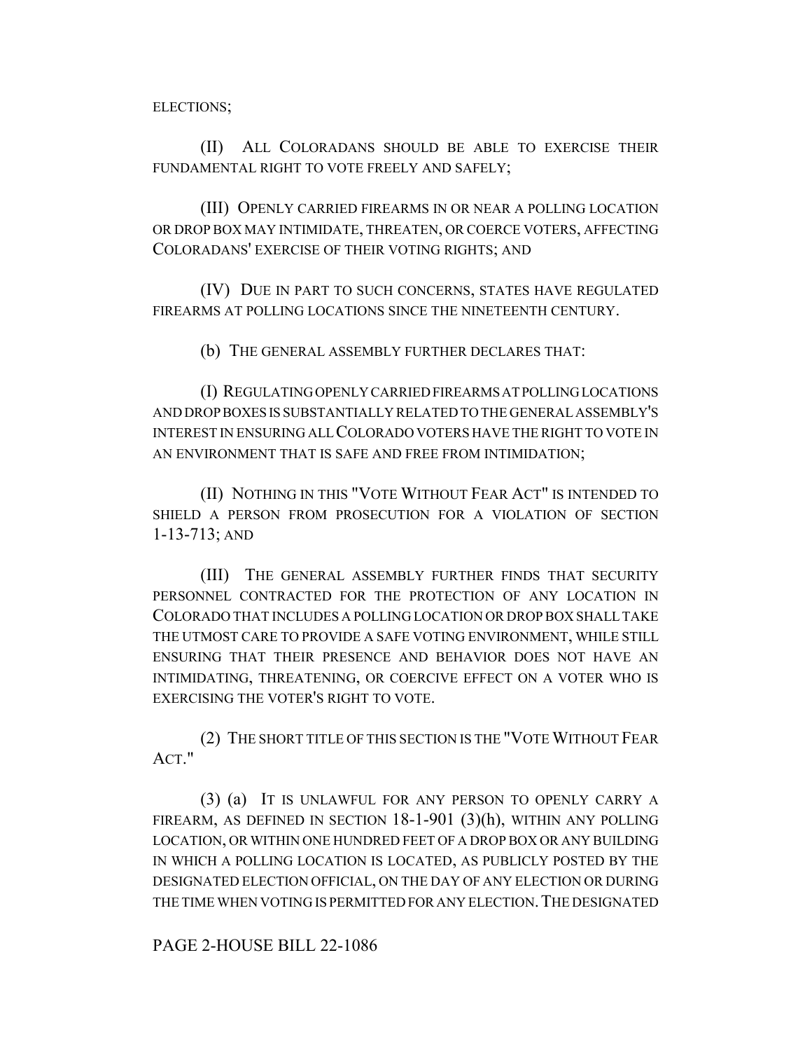ELECTIONS;

(II) ALL COLORADANS SHOULD BE ABLE TO EXERCISE THEIR FUNDAMENTAL RIGHT TO VOTE FREELY AND SAFELY;

(III) OPENLY CARRIED FIREARMS IN OR NEAR A POLLING LOCATION OR DROP BOX MAY INTIMIDATE, THREATEN, OR COERCE VOTERS, AFFECTING COLORADANS' EXERCISE OF THEIR VOTING RIGHTS; AND

(IV) DUE IN PART TO SUCH CONCERNS, STATES HAVE REGULATED FIREARMS AT POLLING LOCATIONS SINCE THE NINETEENTH CENTURY.

(b) THE GENERAL ASSEMBLY FURTHER DECLARES THAT:

(I) REGULATING OPENLY CARRIED FIREARMS AT POLLING LOCATIONS AND DROP BOXES IS SUBSTANTIALLY RELATED TO THE GENERAL ASSEMBLY'S INTEREST IN ENSURING ALL COLORADO VOTERS HAVE THE RIGHT TO VOTE IN AN ENVIRONMENT THAT IS SAFE AND FREE FROM INTIMIDATION;

(II) NOTHING IN THIS "VOTE WITHOUT FEAR ACT" IS INTENDED TO SHIELD A PERSON FROM PROSECUTION FOR A VIOLATION OF SECTION 1-13-713; AND

(III) THE GENERAL ASSEMBLY FURTHER FINDS THAT SECURITY PERSONNEL CONTRACTED FOR THE PROTECTION OF ANY LOCATION IN COLORADO THAT INCLUDES A POLLING LOCATION OR DROP BOX SHALL TAKE THE UTMOST CARE TO PROVIDE A SAFE VOTING ENVIRONMENT, WHILE STILL ENSURING THAT THEIR PRESENCE AND BEHAVIOR DOES NOT HAVE AN INTIMIDATING, THREATENING, OR COERCIVE EFFECT ON A VOTER WHO IS EXERCISING THE VOTER'S RIGHT TO VOTE.

(2) THE SHORT TITLE OF THIS SECTION IS THE "VOTE WITHOUT FEAR ACT."

(3) (a) IT IS UNLAWFUL FOR ANY PERSON TO OPENLY CARRY A FIREARM, AS DEFINED IN SECTION 18-1-901 (3)(h), WITHIN ANY POLLING LOCATION, OR WITHIN ONE HUNDRED FEET OF A DROP BOX OR ANY BUILDING IN WHICH A POLLING LOCATION IS LOCATED, AS PUBLICLY POSTED BY THE DESIGNATED ELECTION OFFICIAL, ON THE DAY OF ANY ELECTION OR DURING THE TIME WHEN VOTING IS PERMITTED FOR ANY ELECTION. THE DESIGNATED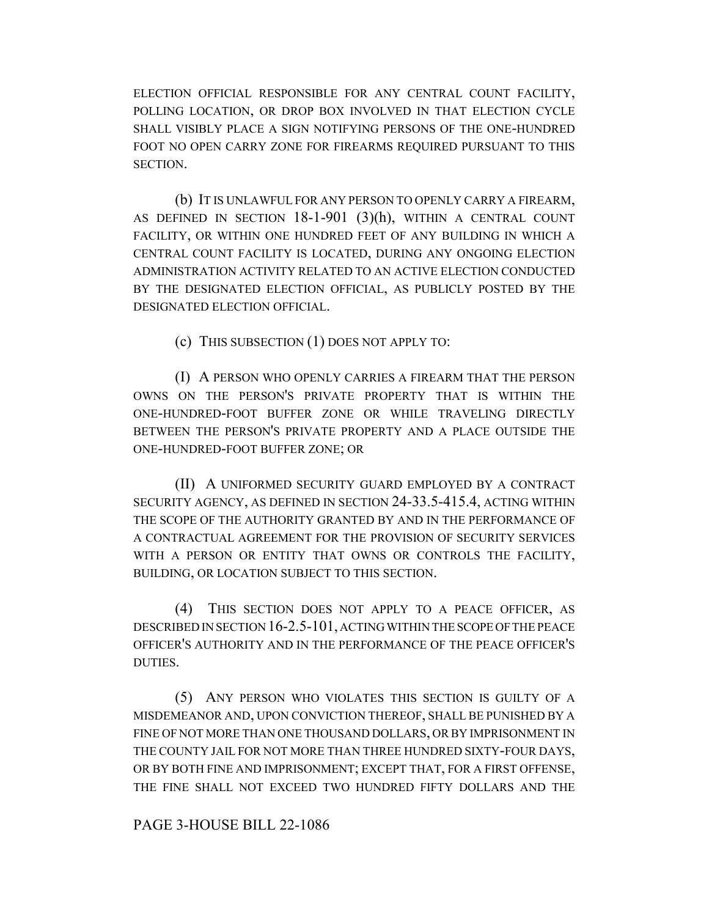ELECTION OFFICIAL RESPONSIBLE FOR ANY CENTRAL COUNT FACILITY, POLLING LOCATION, OR DROP BOX INVOLVED IN THAT ELECTION CYCLE SHALL VISIBLY PLACE A SIGN NOTIFYING PERSONS OF THE ONE-HUNDRED FOOT NO OPEN CARRY ZONE FOR FIREARMS REQUIRED PURSUANT TO THIS SECTION.

(b) IT IS UNLAWFUL FOR ANY PERSON TO OPENLY CARRY A FIREARM, AS DEFINED IN SECTION 18-1-901 (3)(h), WITHIN A CENTRAL COUNT FACILITY, OR WITHIN ONE HUNDRED FEET OF ANY BUILDING IN WHICH A CENTRAL COUNT FACILITY IS LOCATED, DURING ANY ONGOING ELECTION ADMINISTRATION ACTIVITY RELATED TO AN ACTIVE ELECTION CONDUCTED BY THE DESIGNATED ELECTION OFFICIAL, AS PUBLICLY POSTED BY THE DESIGNATED ELECTION OFFICIAL.

(c) THIS SUBSECTION (1) DOES NOT APPLY TO:

(I) A PERSON WHO OPENLY CARRIES A FIREARM THAT THE PERSON OWNS ON THE PERSON'S PRIVATE PROPERTY THAT IS WITHIN THE ONE-HUNDRED-FOOT BUFFER ZONE OR WHILE TRAVELING DIRECTLY BETWEEN THE PERSON'S PRIVATE PROPERTY AND A PLACE OUTSIDE THE ONE-HUNDRED-FOOT BUFFER ZONE; OR

(II) A UNIFORMED SECURITY GUARD EMPLOYED BY A CONTRACT SECURITY AGENCY, AS DEFINED IN SECTION 24-33.5-415.4, ACTING WITHIN THE SCOPE OF THE AUTHORITY GRANTED BY AND IN THE PERFORMANCE OF A CONTRACTUAL AGREEMENT FOR THE PROVISION OF SECURITY SERVICES WITH A PERSON OR ENTITY THAT OWNS OR CONTROLS THE FACILITY, BUILDING, OR LOCATION SUBJECT TO THIS SECTION.

(4) THIS SECTION DOES NOT APPLY TO A PEACE OFFICER, AS DESCRIBED IN SECTION 16-2.5-101, ACTING WITHIN THE SCOPE OF THE PEACE OFFICER'S AUTHORITY AND IN THE PERFORMANCE OF THE PEACE OFFICER'S DUTIES.

(5) ANY PERSON WHO VIOLATES THIS SECTION IS GUILTY OF A MISDEMEANOR AND, UPON CONVICTION THEREOF, SHALL BE PUNISHED BY A FINE OF NOT MORE THAN ONE THOUSAND DOLLARS, OR BY IMPRISONMENT IN THE COUNTY JAIL FOR NOT MORE THAN THREE HUNDRED SIXTY-FOUR DAYS, OR BY BOTH FINE AND IMPRISONMENT; EXCEPT THAT, FOR A FIRST OFFENSE, THE FINE SHALL NOT EXCEED TWO HUNDRED FIFTY DOLLARS AND THE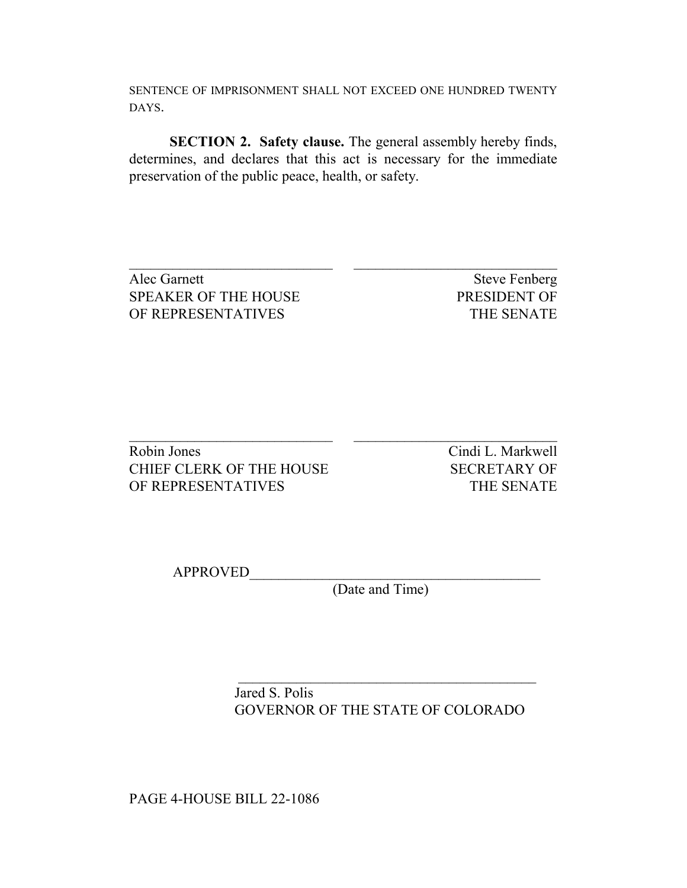SENTENCE OF IMPRISONMENT SHALL NOT EXCEED ONE HUNDRED TWENTY DAYS.

**SECTION 2. Safety clause.** The general assembly hereby finds, determines, and declares that this act is necessary for the immediate preservation of the public peace, health, or safety.

\_\_\_\_\_\_\_\_\_\_\_\_\_\_\_\_\_\_\_\_\_\_\_\_\_\_\_\_
Alec Garnett
SPEAKER OF THE HOUSE
OF REPRESENTATIVES

\_\_\_\_\_\_\_\_\_\_\_\_\_\_\_\_\_\_\_\_\_\_\_\_\_\_\_\_
Steve Fenberg
PRESIDENT OF
THE SENATE

\_\_\_\_\_\_\_\_\_\_\_\_\_\_\_\_\_\_\_\_\_\_\_\_\_\_\_\_
Robin Jones
CHIEF CLERK OF THE HOUSE
OF REPRESENTATIVES

\_\_\_\_\_\_\_\_\_\_\_\_\_\_\_\_\_\_\_\_\_\_\_\_\_\_\_\_
Cindi L. Markwell
SECRETARY OF
THE SENATE

APPROVED\_\_\_\_\_\_\_\_\_\_\_\_\_\_\_\_\_\_\_\_\_\_\_\_\_\_\_\_\_\_\_\_\_\_\_\_\_\_\_\_
(Date and Time)

\_\_\_\_\_\_\_\_\_\_\_\_\_\_\_\_\_\_\_\_\_\_\_\_\_\_\_\_\_\_\_\_\_\_\_\_\_\_\_\_
Jared S. Polis
GOVERNOR OF THE STATE OF COLORADO

PAGE 4-HOUSE BILL 22-1086